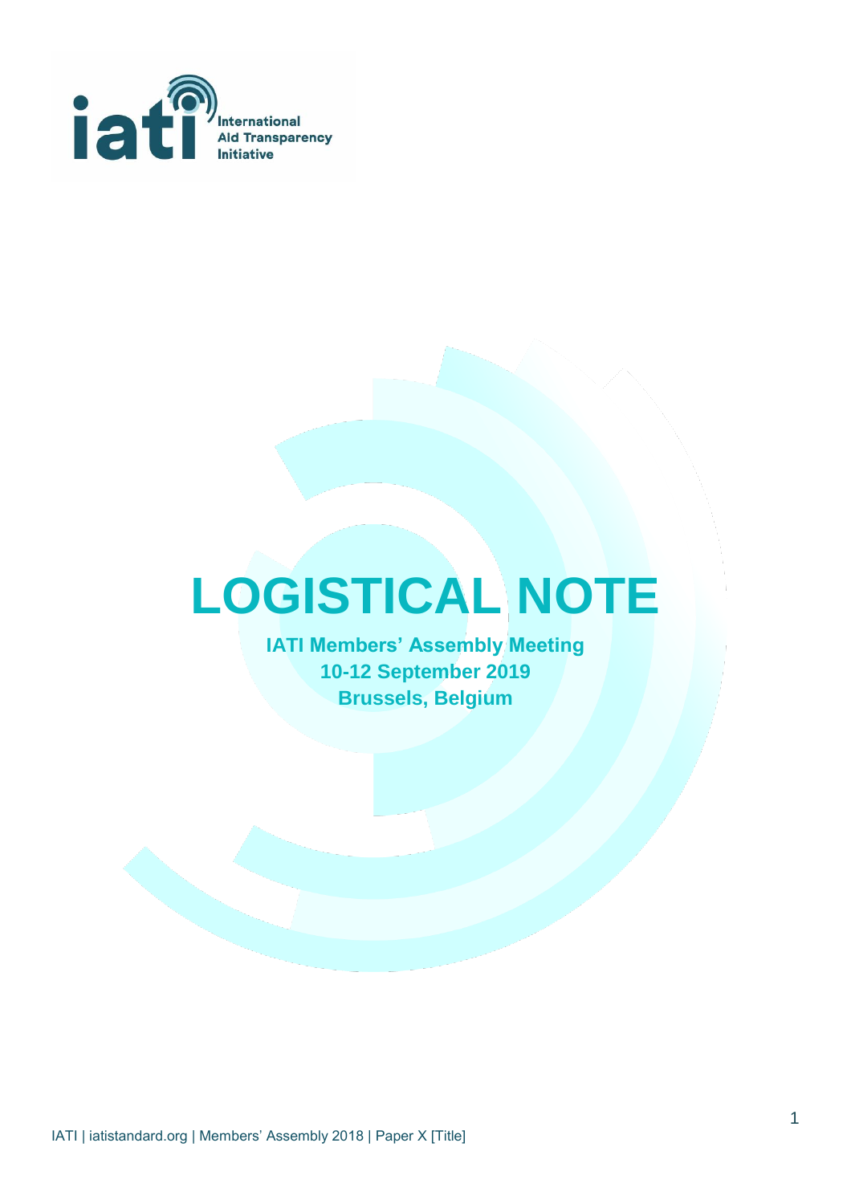# LOGISTICAL NOTE

**IATI Members' Assembly Meeting**
**10-12 September 2019**
**Brussels, Belgium**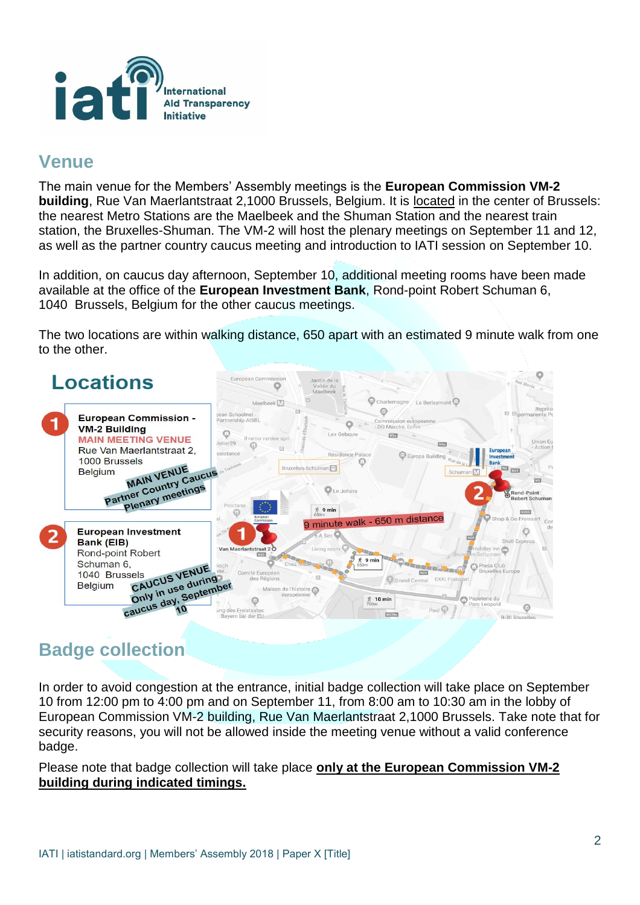## Venue

The main venue for the Members' Assembly meetings is the **European Commission VM-2 building**, Rue Van Maerlantstraat 2,1000 Brussels, Belgium. It is located in the center of Brussels: the nearest Metro Stations are the Maelbeek and the Shuman Station and the nearest train station, the Bruxelles-Shuman. The VM-2 will host the plenary meetings on September 11 and 12, as well as the partner country caucus meeting and introduction to IATI session on September 10.

In addition, on caucus day afternoon, September 10, additional meeting rooms have been made available at the office of the **European Investment Bank**, Rond-point Robert Schuman 6, 1040 Brussels, Belgium for the other caucus meetings.

The two locations are within walking distance, 650 apart with an estimated 9 minute walk from one to the other.

## Locations

1. **European Commission - VM-2 Building**
   MAIN MEETING VENUE
   Rue Van Maerlantstraat 2,
   1000 Brussels
   Belgium
   MAIN VENUE
   Partner Country Caucus
   Plenary meetings

2. **European Investment Bank (EIB)**
   Rond-point Robert Schuman 6,
   1040 Brussels
   Belgium
   CAUCUS VENUE
   Only in use during caucus day, September 10

9 minute walk - 650 m distance

## Badge collection

In order to avoid congestion at the entrance, initial badge collection will take place on September 10 from 12:00 pm to 4:00 pm and on September 11, from 8:00 am to 10:30 am in the lobby of European Commission VM-2 building, Rue Van Maerlantstraat 2,1000 Brussels. Take note that for security reasons, you will not be allowed inside the meeting venue without a valid conference badge.

Please note that badge collection will take place **only at the European Commission VM-2 building during indicated timings.**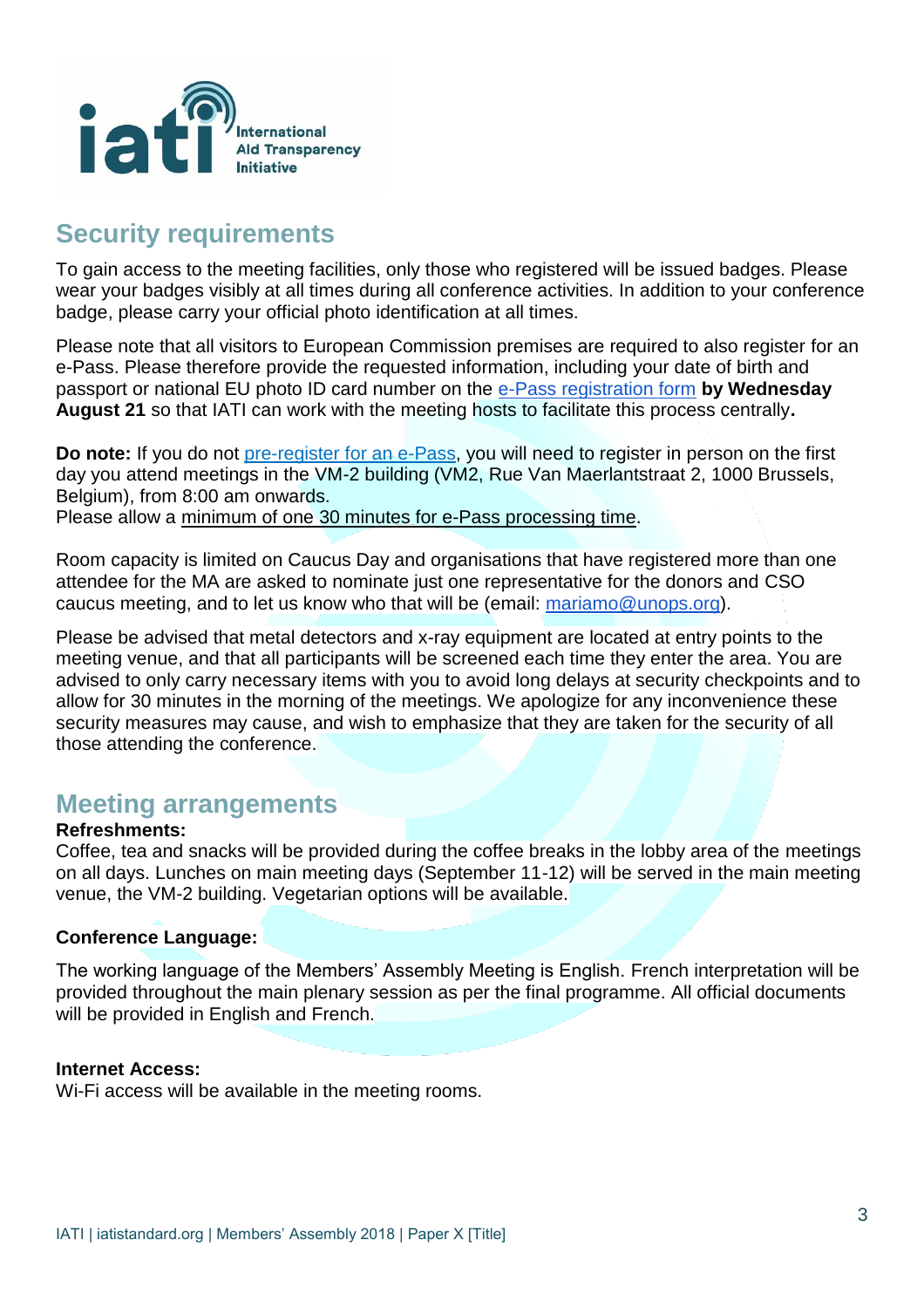## Security requirements

To gain access to the meeting facilities, only those who registered will be issued badges. Please wear your badges visibly at all times during all conference activities. In addition to your conference badge, please carry your official photo identification at all times.

Please note that all visitors to European Commission premises are required to also register for an e-Pass. Please therefore provide the requested information, including your date of birth and passport or national EU photo ID card number on the e-Pass registration form **by Wednesday August 21** so that IATI can work with the meeting hosts to facilitate this process centrally**.**

**Do note:** If you do not pre-register for an e-Pass, you will need to register in person on the first day you attend meetings in the VM-2 building (VM2, Rue Van Maerlantstraat 2, 1000 Brussels, Belgium), from 8:00 am onwards.
Please allow a minimum of one 30 minutes for e-Pass processing time.

Room capacity is limited on Caucus Day and organisations that have registered more than one attendee for the MA are asked to nominate just one representative for the donors and CSO caucus meeting, and to let us know who that will be (email: mariamo@unops.org).

Please be advised that metal detectors and x-ray equipment are located at entry points to the meeting venue, and that all participants will be screened each time they enter the area. You are advised to only carry necessary items with you to avoid long delays at security checkpoints and to allow for 30 minutes in the morning of the meetings. We apologize for any inconvenience these security measures may cause, and wish to emphasize that they are taken for the security of all those attending the conference.

## Meeting arrangements

**Refreshments:**
Coffee, tea and snacks will be provided during the coffee breaks in the lobby area of the meetings on all days. Lunches on main meeting days (September 11-12) will be served in the main meeting venue, the VM-2 building. Vegetarian options will be available.

**Conference Language:**

The working language of the Members' Assembly Meeting is English. French interpretation will be provided throughout the main plenary session as per the final programme. All official documents will be provided in English and French.

**Internet Access:**
Wi-Fi access will be available in the meeting rooms.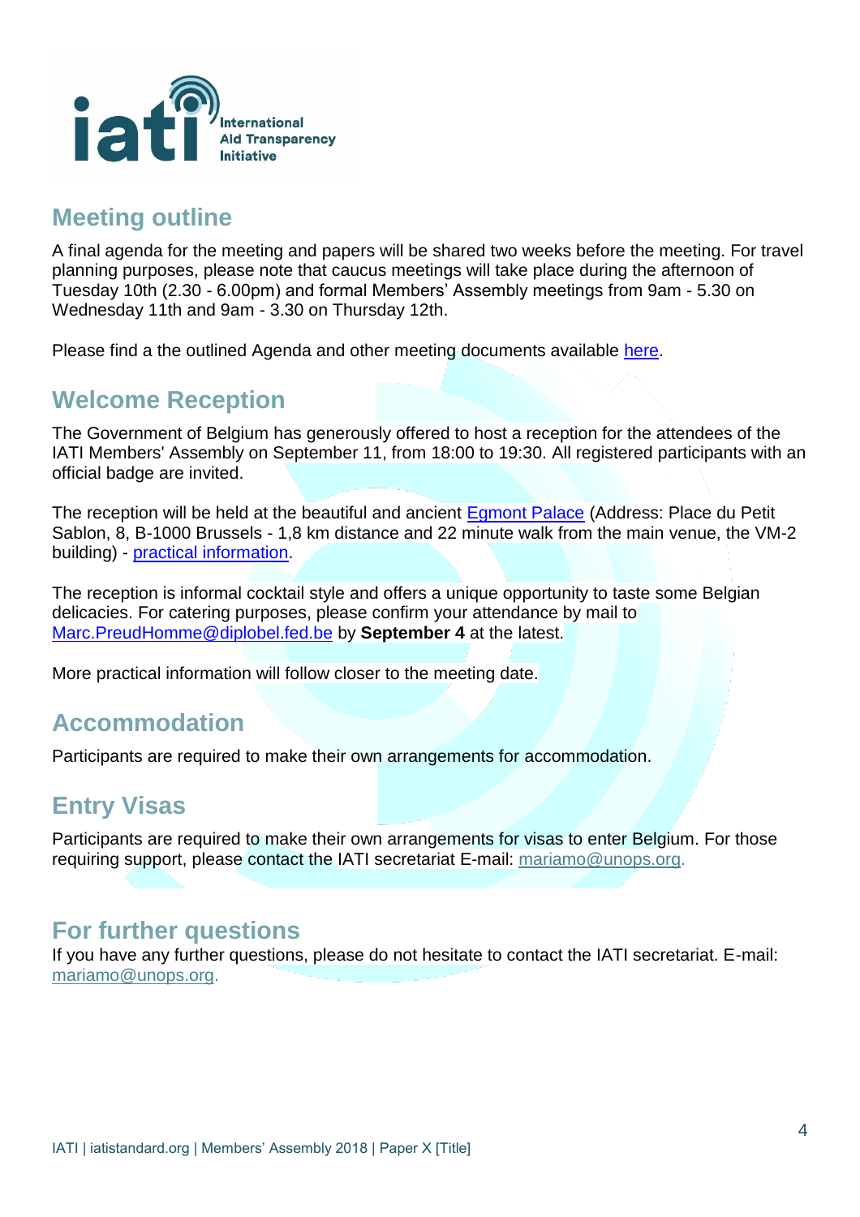## Meeting outline

A final agenda for the meeting and papers will be shared two weeks before the meeting. For travel planning purposes, please note that caucus meetings will take place during the afternoon of Tuesday 10th (2.30 - 6.00pm) and formal Members' Assembly meetings from 9am - 5.30 on Wednesday 11th and 9am - 3.30 on Thursday 12th.

Please find a the outlined Agenda and other meeting documents available here.

## Welcome Reception

The Government of Belgium has generously offered to host a reception for the attendees of the IATI Members' Assembly on September 11, from 18:00 to 19:30. All registered participants with an official badge are invited.

The reception will be held at the beautiful and ancient Egmont Palace (Address: Place du Petit Sablon, 8, B-1000 Brussels - 1,8 km distance and 22 minute walk from the main venue, the VM-2 building) - practical information.

The reception is informal cocktail style and offers a unique opportunity to taste some Belgian delicacies. For catering purposes, please confirm your attendance by mail to Marc.PreudHomme@diplobel.fed.be by **September 4** at the latest.

More practical information will follow closer to the meeting date.

## Accommodation

Participants are required to make their own arrangements for accommodation.

## Entry Visas

Participants are required to make their own arrangements for visas to enter Belgium. For those requiring support, please contact the IATI secretariat E-mail: mariamo@unops.org.

## For further questions

If you have any further questions, please do not hesitate to contact the IATI secretariat. E-mail: mariamo@unops.org.